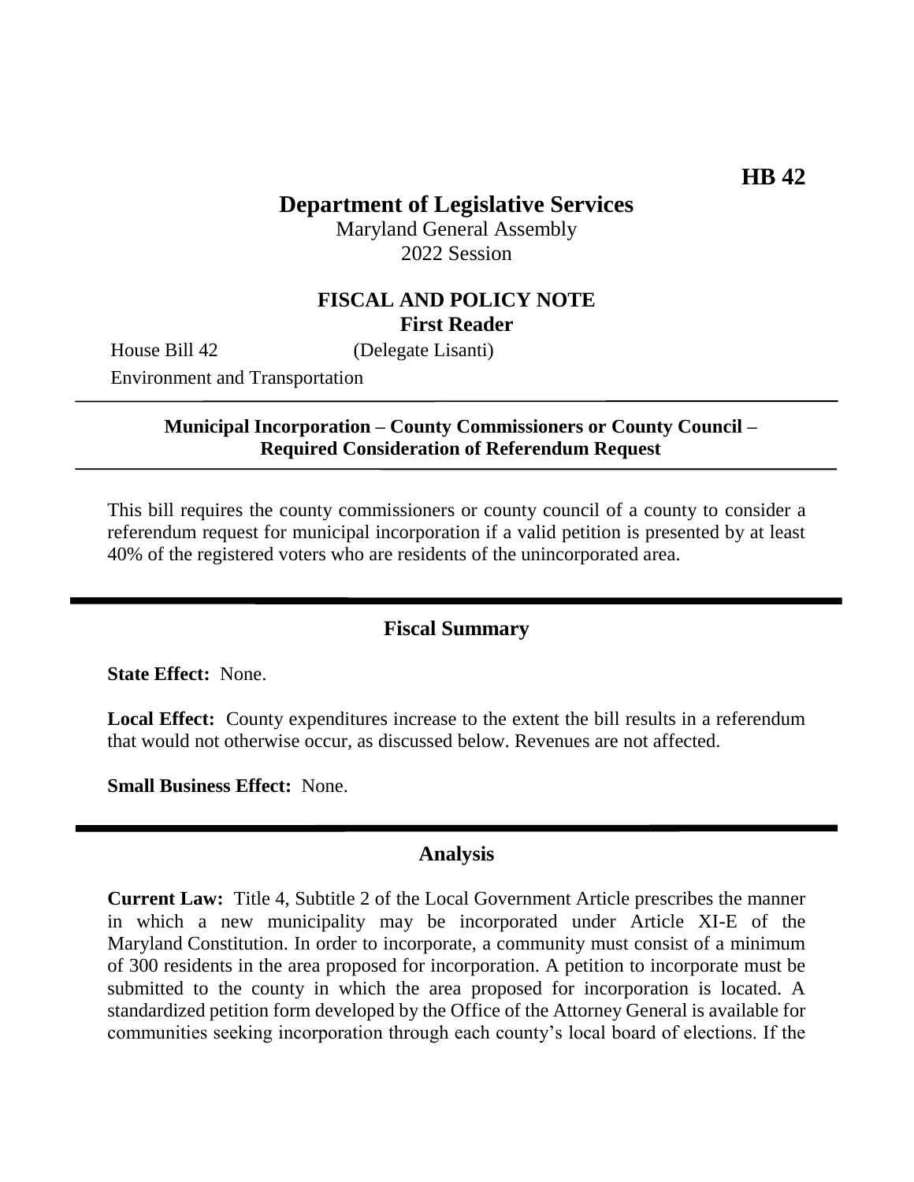**HB 42**

# Department of Legislative Services

Maryland General Assembly
2022 Session

## FISCAL AND POLICY NOTE

**First Reader**

House Bill 42 (Delegate Lisanti)
Environment and Transportation

---

**Municipal Incorporation – County Commissioners or County Council – Required Consideration of Referendum Request**

---

This bill requires the county commissioners or county council of a county to consider a referendum request for municipal incorporation if a valid petition is presented by at least 40% of the registered voters who are residents of the unincorporated area.

---

## Fiscal Summary

**State Effect:** None.

**Local Effect:** County expenditures increase to the extent the bill results in a referendum that would not otherwise occur, as discussed below. Revenues are not affected.

**Small Business Effect:** None.

---

## Analysis

**Current Law:** Title 4, Subtitle 2 of the Local Government Article prescribes the manner in which a new municipality may be incorporated under Article XI-E of the Maryland Constitution. In order to incorporate, a community must consist of a minimum of 300 residents in the area proposed for incorporation. A petition to incorporate must be submitted to the county in which the area proposed for incorporation is located. A standardized petition form developed by the Office of the Attorney General is available for communities seeking incorporation through each county's local board of elections. If the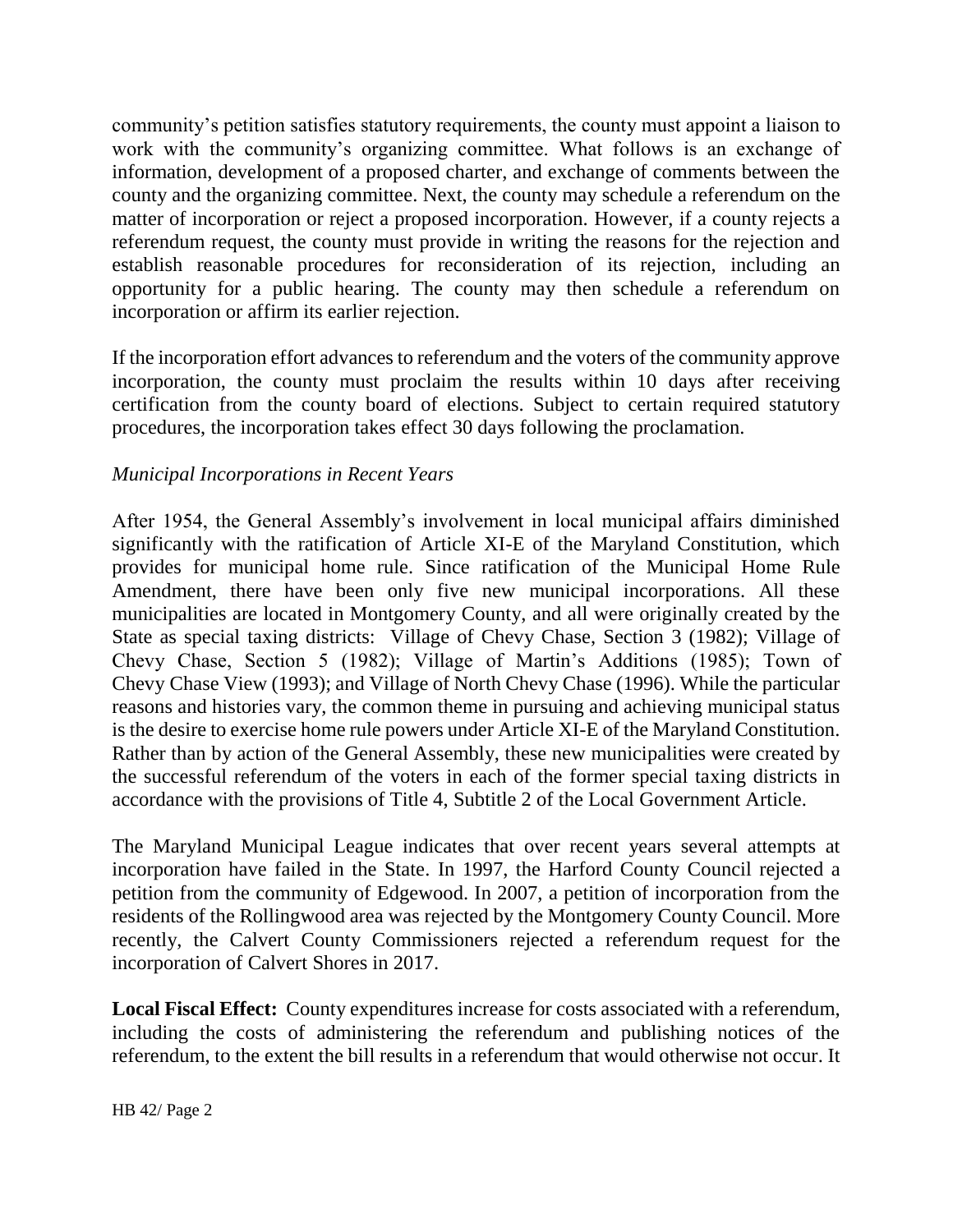community's petition satisfies statutory requirements, the county must appoint a liaison to work with the community's organizing committee. What follows is an exchange of information, development of a proposed charter, and exchange of comments between the county and the organizing committee. Next, the county may schedule a referendum on the matter of incorporation or reject a proposed incorporation. However, if a county rejects a referendum request, the county must provide in writing the reasons for the rejection and establish reasonable procedures for reconsideration of its rejection, including an opportunity for a public hearing. The county may then schedule a referendum on incorporation or affirm its earlier rejection.

If the incorporation effort advances to referendum and the voters of the community approve incorporation, the county must proclaim the results within 10 days after receiving certification from the county board of elections. Subject to certain required statutory procedures, the incorporation takes effect 30 days following the proclamation.

*Municipal Incorporations in Recent Years*

After 1954, the General Assembly's involvement in local municipal affairs diminished significantly with the ratification of Article XI-E of the Maryland Constitution, which provides for municipal home rule. Since ratification of the Municipal Home Rule Amendment, there have been only five new municipal incorporations. All these municipalities are located in Montgomery County, and all were originally created by the State as special taxing districts: Village of Chevy Chase, Section 3 (1982); Village of Chevy Chase, Section 5 (1982); Village of Martin's Additions (1985); Town of Chevy Chase View (1993); and Village of North Chevy Chase (1996). While the particular reasons and histories vary, the common theme in pursuing and achieving municipal status is the desire to exercise home rule powers under Article XI-E of the Maryland Constitution. Rather than by action of the General Assembly, these new municipalities were created by the successful referendum of the voters in each of the former special taxing districts in accordance with the provisions of Title 4, Subtitle 2 of the Local Government Article.

The Maryland Municipal League indicates that over recent years several attempts at incorporation have failed in the State. In 1997, the Harford County Council rejected a petition from the community of Edgewood. In 2007, a petition of incorporation from the residents of the Rollingwood area was rejected by the Montgomery County Council. More recently, the Calvert County Commissioners rejected a referendum request for the incorporation of Calvert Shores in 2017.

**Local Fiscal Effect:** County expenditures increase for costs associated with a referendum, including the costs of administering the referendum and publishing notices of the referendum, to the extent the bill results in a referendum that would otherwise not occur. It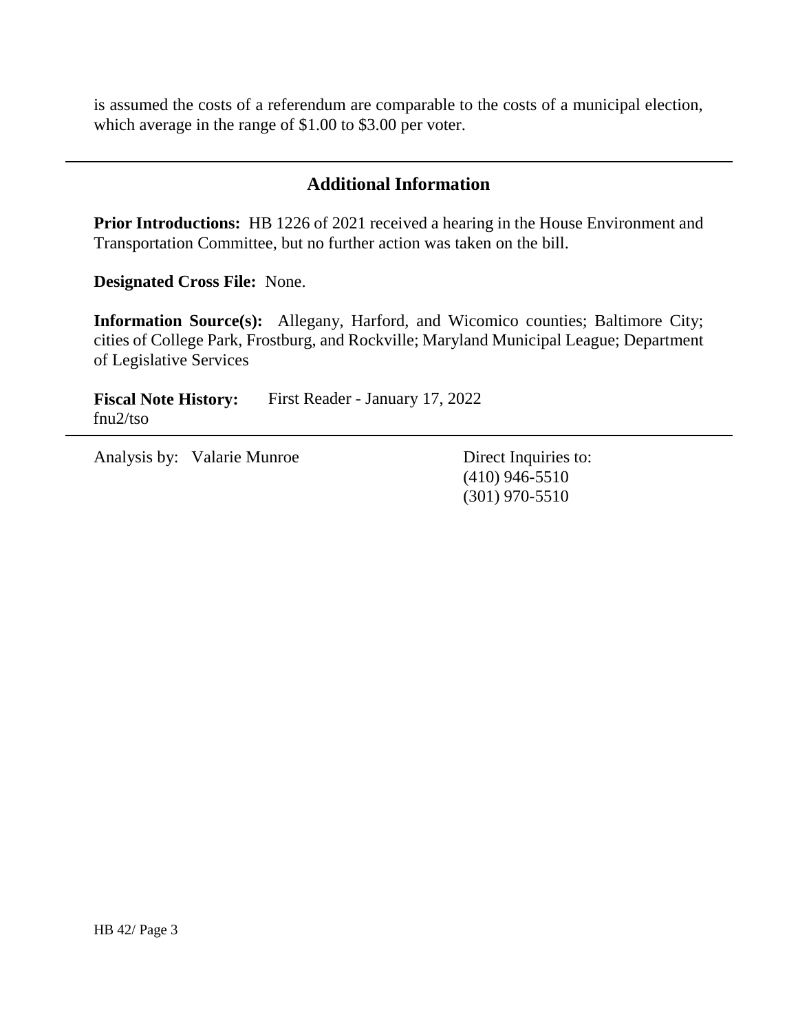is assumed the costs of a referendum are comparable to the costs of a municipal election, which average in the range of $1.00 to $3.00 per voter.

## Additional Information

**Prior Introductions:** HB 1226 of 2021 received a hearing in the House Environment and Transportation Committee, but no further action was taken on the bill.

**Designated Cross File:** None.

**Information Source(s):** Allegany, Harford, and Wicomico counties; Baltimore City; cities of College Park, Frostburg, and Rockville; Maryland Municipal League; Department of Legislative Services

**Fiscal Note History:** First Reader - January 17, 2022
fnu2/tso

Analysis by: Valarie Munroe

Direct Inquiries to:
(410) 946-5510
(301) 970-5510